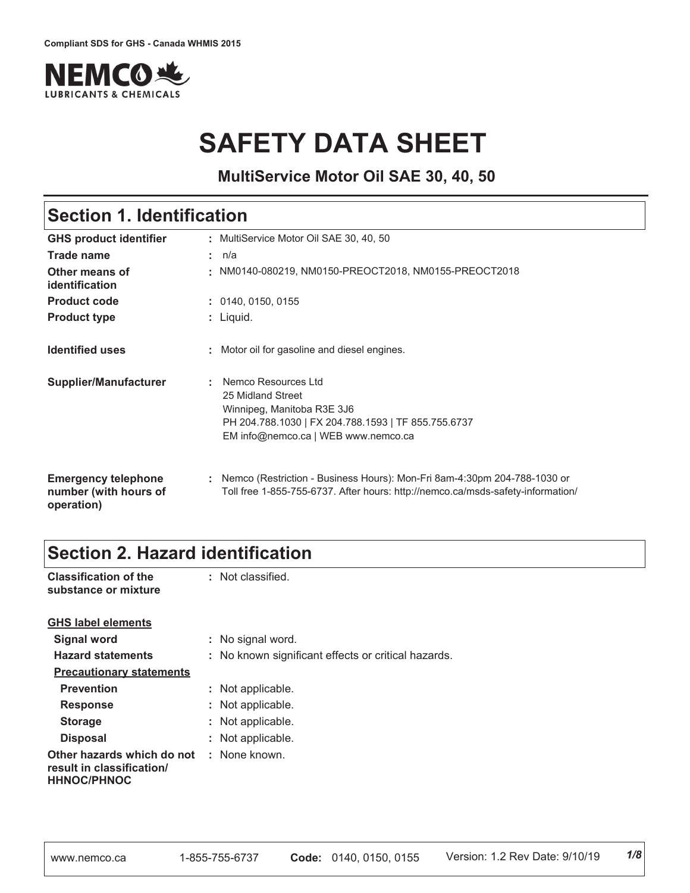Compliant SDS for GHS - Canada WHMIS 2015

# SAFETY DATA SHEET

**MultiService Motor Oil SAE 30, 40, 50**

## Section 1. Identification

| | |
|---|---|
| **GHS product identifier** | : MultiService Motor Oil SAE 30, 40, 50 |
| **Trade name** | : n/a |
| **Other means of identification** | : NM0140-080219, NM0150-PREOCT2018, NM0155-PREOCT2018 |
| **Product code** | : 0140, 0150, 0155 |
| **Product type** | : Liquid. |
| **Identified uses** | : Motor oil for gasoline and diesel engines. |
| **Supplier/Manufacturer** | : Nemco Resources Ltd<br>25 Midland Street<br>Winnipeg, Manitoba R3E 3J6<br>PH 204.788.1030 \| FX 204.788.1593 \| TF 855.755.6737<br>EM info@nemco.ca \| WEB www.nemco.ca |
| **Emergency telephone number (with hours of operation)** | : Nemco (Restriction - Business Hours): Mon-Fri 8am-4:30pm 204-788-1030 or Toll free 1-855-755-6737. After hours: http://nemco.ca/msds-safety-information/ |

## Section 2. Hazard identification

**Classification of the substance or mixture** : Not classified.

**GHS label elements**

| | |
|---|---|
| **Signal word** | : No signal word. |
| **Hazard statements** | : No known significant effects or critical hazards. |

**Precautionary statements**

| | |
|---|---|
| **Prevention** | : Not applicable. |
| **Response** | : Not applicable. |
| **Storage** | : Not applicable. |
| **Disposal** | : Not applicable. |
| **Other hazards which do not result in classification/ HHNOC/PHNOC** | : None known. |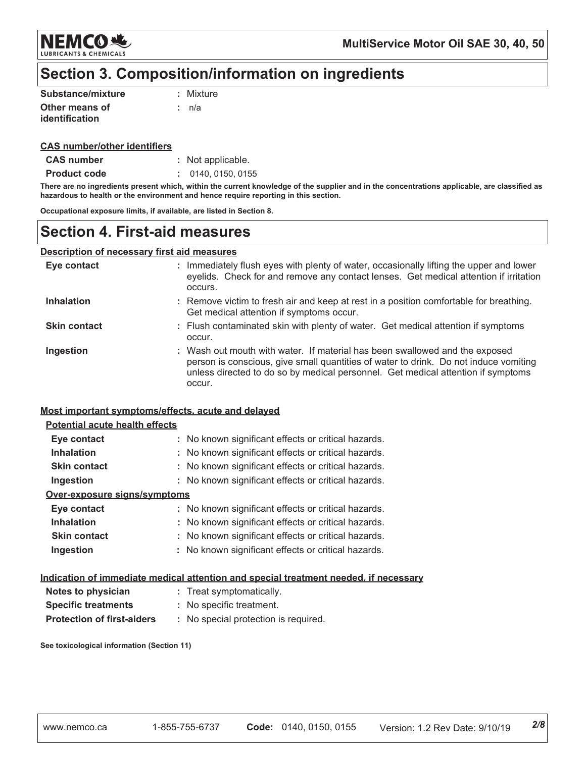## Section 3. Composition/information on ingredients

| | |
|---|---|
| **Substance/mixture** | : Mixture |
| **Other means of identification** | : n/a |

**CAS number/other identifiers**

| | |
|---|---|
| **CAS number** | : Not applicable. |
| **Product code** | : 0140, 0150, 0155 |

**There are no ingredients present which, within the current knowledge of the supplier and in the concentrations applicable, are classified as hazardous to health or the environment and hence require reporting in this section.**

**Occupational exposure limits, if available, are listed in Section 8.**

## Section 4. First-aid measures

**Description of necessary first aid measures**

| | |
|---|---|
| **Eye contact** | : Immediately flush eyes with plenty of water, occasionally lifting the upper and lower eyelids. Check for and remove any contact lenses. Get medical attention if irritation occurs. |
| **Inhalation** | : Remove victim to fresh air and keep at rest in a position comfortable for breathing. Get medical attention if symptoms occur. |
| **Skin contact** | : Flush contaminated skin with plenty of water. Get medical attention if symptoms occur. |
| **Ingestion** | : Wash out mouth with water. If material has been swallowed and the exposed person is conscious, give small quantities of water to drink. Do not induce vomiting unless directed to do so by medical personnel. Get medical attention if symptoms occur. |

**Most important symptoms/effects, acute and delayed**

**Potential acute health effects**

| | |
|---|---|
| **Eye contact** | : No known significant effects or critical hazards. |
| **Inhalation** | : No known significant effects or critical hazards. |
| **Skin contact** | : No known significant effects or critical hazards. |
| **Ingestion** | : No known significant effects or critical hazards. |

**Over-exposure signs/symptoms**

| | |
|---|---|
| **Eye contact** | : No known significant effects or critical hazards. |
| **Inhalation** | : No known significant effects or critical hazards. |
| **Skin contact** | : No known significant effects or critical hazards. |
| **Ingestion** | : No known significant effects or critical hazards. |

**Indication of immediate medical attention and special treatment needed, if necessary**

| | |
|---|---|
| **Notes to physician** | : Treat symptomatically. |
| **Specific treatments** | : No specific treatment. |
| **Protection of first-aiders** | : No special protection is required. |

**See toxicological information (Section 11)**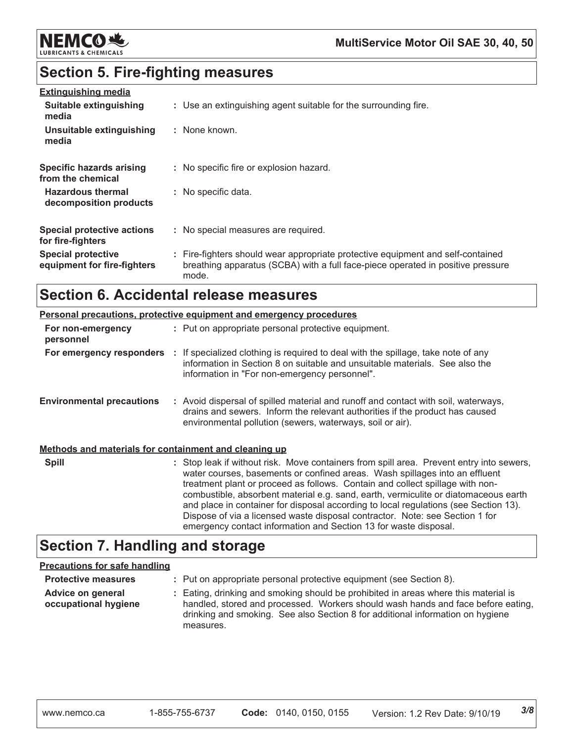## Section 5. Fire-fighting measures

**Extinguishing media**

| | |
|---|---|
| **Suitable extinguishing media** | : Use an extinguishing agent suitable for the surrounding fire. |
| **Unsuitable extinguishing media** | : None known. |
| **Specific hazards arising from the chemical** | : No specific fire or explosion hazard. |
| **Hazardous thermal decomposition products** | : No specific data. |
| **Special protective actions for fire-fighters** | : No special measures are required. |
| **Special protective equipment for fire-fighters** | : Fire-fighters should wear appropriate protective equipment and self-contained breathing apparatus (SCBA) with a full face-piece operated in positive pressure mode. |

## Section 6. Accidental release measures

**Personal precautions, protective equipment and emergency procedures**

| | |
|---|---|
| **For non-emergency personnel** | : Put on appropriate personal protective equipment. |
| **For emergency responders** | : If specialized clothing is required to deal with the spillage, take note of any information in Section 8 on suitable and unsuitable materials. See also the information in "For non-emergency personnel". |
| **Environmental precautions** | : Avoid dispersal of spilled material and runoff and contact with soil, waterways, drains and sewers. Inform the relevant authorities if the product has caused environmental pollution (sewers, waterways, soil or air). |

**Methods and materials for containment and cleaning up**

| | |
|---|---|
| **Spill** | : Stop leak if without risk. Move containers from spill area. Prevent entry into sewers, water courses, basements or confined areas. Wash spillages into an effluent treatment plant or proceed as follows. Contain and collect spillage with non-combustible, absorbent material e.g. sand, earth, vermiculite or diatomaceous earth and place in container for disposal according to local regulations (see Section 13). Dispose of via a licensed waste disposal contractor. Note: see Section 1 for emergency contact information and Section 13 for waste disposal. |

## Section 7. Handling and storage

**Precautions for safe handling**

| | |
|---|---|
| **Protective measures** | : Put on appropriate personal protective equipment (see Section 8). |
| **Advice on general occupational hygiene** | : Eating, drinking and smoking should be prohibited in areas where this material is handled, stored and processed. Workers should wash hands and face before eating, drinking and smoking. See also Section 8 for additional information on hygiene measures. |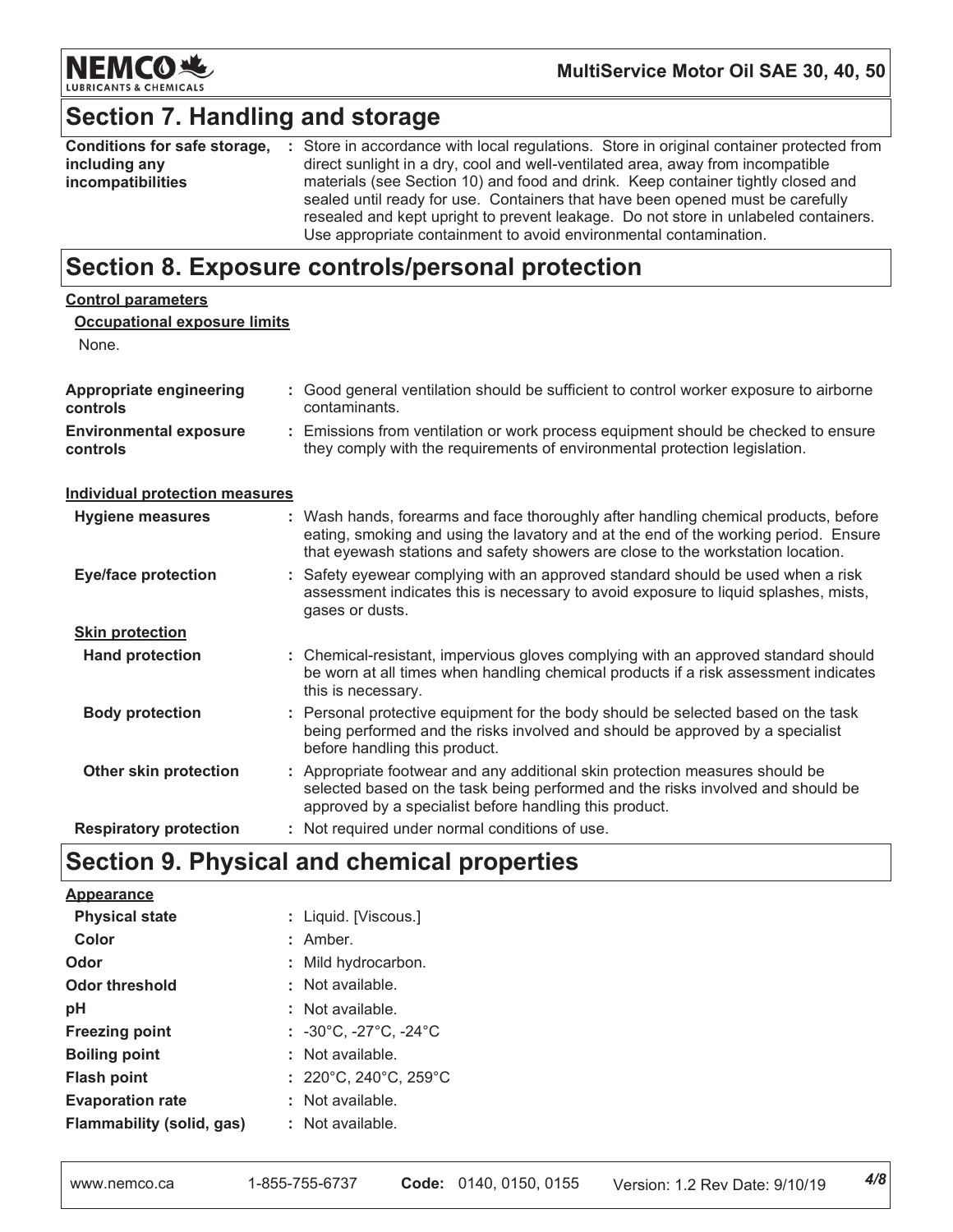## Section 7. Handling and storage

**Conditions for safe storage, including any incompatibilities** : Store in accordance with local regulations. Store in original container protected from direct sunlight in a dry, cool and well-ventilated area, away from incompatible materials (see Section 10) and food and drink. Keep container tightly closed and sealed until ready for use. Containers that have been opened must be carefully resealed and kept upright to prevent leakage. Do not store in unlabeled containers. Use appropriate containment to avoid environmental contamination.

## Section 8. Exposure controls/personal protection

**Control parameters**

**Occupational exposure limits**

None.

**Appropriate engineering controls** : Good general ventilation should be sufficient to control worker exposure to airborne contaminants.

**Environmental exposure controls** : Emissions from ventilation or work process equipment should be checked to ensure they comply with the requirements of environmental protection legislation.

**Individual protection measures**

**Hygiene measures** : Wash hands, forearms and face thoroughly after handling chemical products, before eating, smoking and using the lavatory and at the end of the working period. Ensure that eyewash stations and safety showers are close to the workstation location.

**Eye/face protection** : Safety eyewear complying with an approved standard should be used when a risk assessment indicates this is necessary to avoid exposure to liquid splashes, mists, gases or dusts.

**Skin protection**

**Hand protection** : Chemical-resistant, impervious gloves complying with an approved standard should be worn at all times when handling chemical products if a risk assessment indicates this is necessary.

**Body protection** : Personal protective equipment for the body should be selected based on the task being performed and the risks involved and should be approved by a specialist before handling this product.

**Other skin protection** : Appropriate footwear and any additional skin protection measures should be selected based on the task being performed and the risks involved and should be approved by a specialist before handling this product.

**Respiratory protection** : Not required under normal conditions of use.

## Section 9. Physical and chemical properties

**Appearance**

**Physical state** : Liquid. [Viscous.]

**Color** : Amber.

**Odor** : Mild hydrocarbon.

**Odor threshold** : Not available.

**pH** : Not available.

**Freezing point** : -30°C, -27°C, -24°C

**Boiling point** : Not available.

**Flash point** : 220°C, 240°C, 259°C

**Evaporation rate** : Not available.

**Flammability (solid, gas)** : Not available.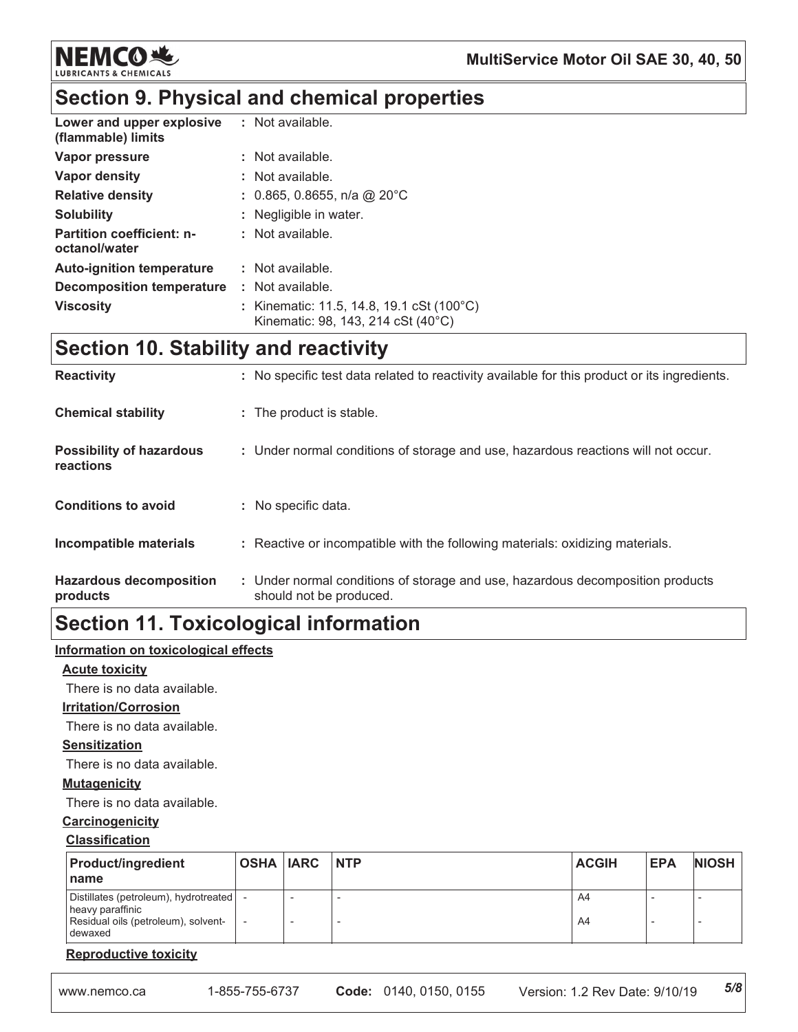## Section 9. Physical and chemical properties

| | |
|---|---|
| **Lower and upper explosive (flammable) limits** | : Not available. |
| **Vapor pressure** | : Not available. |
| **Vapor density** | : Not available. |
| **Relative density** | : 0.865, 0.8655, n/a @ 20°C |
| **Solubility** | : Negligible in water. |
| **Partition coefficient: n-octanol/water** | : Not available. |
| **Auto-ignition temperature** | : Not available. |
| **Decomposition temperature** | : Not available. |
| **Viscosity** | : Kinematic: 11.5, 14.8, 19.1 cSt (100°C)<br>Kinematic: 98, 143, 214 cSt (40°C) |

## Section 10. Stability and reactivity

| | |
|---|---|
| **Reactivity** | : No specific test data related to reactivity available for this product or its ingredients. |
| **Chemical stability** | : The product is stable. |
| **Possibility of hazardous reactions** | : Under normal conditions of storage and use, hazardous reactions will not occur. |
| **Conditions to avoid** | : No specific data. |
| **Incompatible materials** | : Reactive or incompatible with the following materials: oxidizing materials. |
| **Hazardous decomposition products** | : Under normal conditions of storage and use, hazardous decomposition products should not be produced. |

## Section 11. Toxicological information

**Information on toxicological effects**

**Acute toxicity**

There is no data available.

**Irritation/Corrosion**

There is no data available.

**Sensitization**

There is no data available.

**Mutagenicity**

There is no data available.

**Carcinogenicity**

**Classification**

| Product/ingredient name | OSHA | IARC | NTP | ACGIH | EPA | NIOSH |
|---|---|---|---|---|---|---|
| Distillates (petroleum), hydrotreated heavy paraffinic | - | - | - | A4 | - | - |
| Residual oils (petroleum), solvent-dewaxed | - | - | - | A4 | - | - |

**Reproductive toxicity**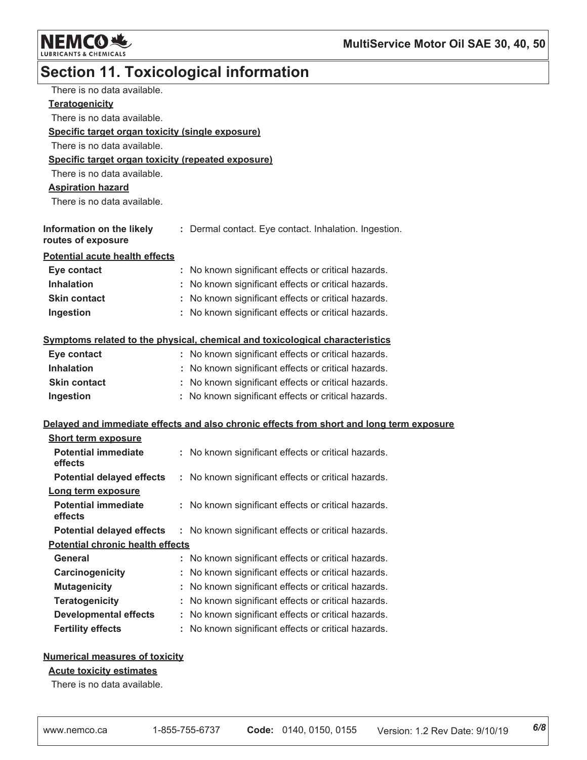## Section 11. Toxicological information

There is no data available.

**Teratogenicity**

There is no data available.

**Specific target organ toxicity (single exposure)**

There is no data available.

**Specific target organ toxicity (repeated exposure)**

There is no data available.

**Aspiration hazard**

There is no data available.

**Information on the likely routes of exposure** : Dermal contact. Eye contact. Inhalation. Ingestion.

**Potential acute health effects**

| | |
|---|---|
| **Eye contact** | : No known significant effects or critical hazards. |
| **Inhalation** | : No known significant effects or critical hazards. |
| **Skin contact** | : No known significant effects or critical hazards. |
| **Ingestion** | : No known significant effects or critical hazards. |

**Symptoms related to the physical, chemical and toxicological characteristics**

| | |
|---|---|
| **Eye contact** | : No known significant effects or critical hazards. |
| **Inhalation** | : No known significant effects or critical hazards. |
| **Skin contact** | : No known significant effects or critical hazards. |
| **Ingestion** | : No known significant effects or critical hazards. |

**Delayed and immediate effects and also chronic effects from short and long term exposure**

**Short term exposure**

| | |
|---|---|
| **Potential immediate effects** | : No known significant effects or critical hazards. |
| **Potential delayed effects** | : No known significant effects or critical hazards. |

**Long term exposure**

| | |
|---|---|
| **Potential immediate effects** | : No known significant effects or critical hazards. |
| **Potential delayed effects** | : No known significant effects or critical hazards. |

**Potential chronic health effects**

| | |
|---|---|
| **General** | : No known significant effects or critical hazards. |
| **Carcinogenicity** | : No known significant effects or critical hazards. |
| **Mutagenicity** | : No known significant effects or critical hazards. |
| **Teratogenicity** | : No known significant effects or critical hazards. |
| **Developmental effects** | : No known significant effects or critical hazards. |
| **Fertility effects** | : No known significant effects or critical hazards. |

**Numerical measures of toxicity**

**Acute toxicity estimates**

There is no data available.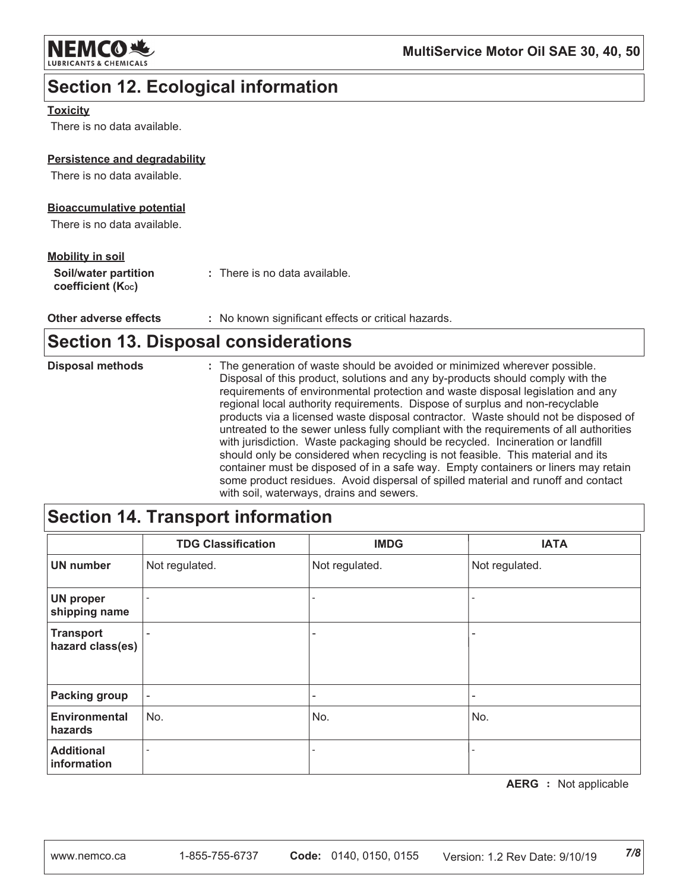## Section 12. Ecological information

**Toxicity**

There is no data available.

**Persistence and degradability**

There is no data available.

**Bioaccumulative potential**

There is no data available.

**Mobility in soil**

**Soil/water partition coefficient ($K_{OC}$)** : There is no data available.

**Other adverse effects** : No known significant effects or critical hazards.

## Section 13. Disposal considerations

**Disposal methods** : The generation of waste should be avoided or minimized wherever possible. Disposal of this product, solutions and any by-products should comply with the requirements of environmental protection and waste disposal legislation and any regional local authority requirements. Dispose of surplus and non-recyclable products via a licensed waste disposal contractor. Waste should not be disposed of untreated to the sewer unless fully compliant with the requirements of all authorities with jurisdiction. Waste packaging should be recycled. Incineration or landfill should only be considered when recycling is not feasible. This material and its container must be disposed of in a safe way. Empty containers or liners may retain some product residues. Avoid dispersal of spilled material and runoff and contact with soil, waterways, drains and sewers.

## Section 14. Transport information

| | TDG Classification | IMDG | IATA |
|---|---|---|---|
| **UN number** | Not regulated. | Not regulated. | Not regulated. |
| **UN proper shipping name** | - | - | - |
| **Transport hazard class(es)** | - | - | - |
| **Packing group** | - | - | - |
| **Environmental hazards** | No. | No. | No. |
| **Additional information** | - | - | - |

**AERG** : Not applicable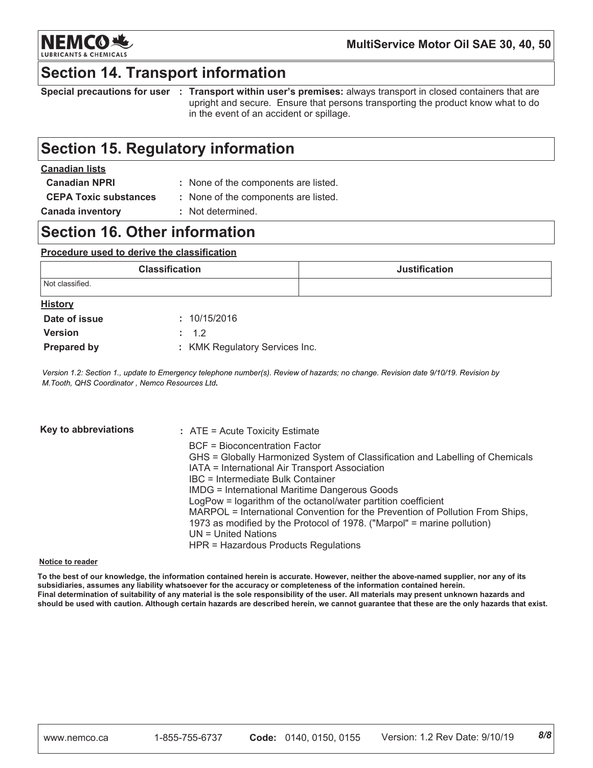## Section 14. Transport information

**Special precautions for user** : **Transport within user's premises:** always transport in closed containers that are upright and secure. Ensure that persons transporting the product know what to do in the event of an accident or spillage.

## Section 15. Regulatory information

**Canadian lists**

**Canadian NPRI** : None of the components are listed.

**CEPA Toxic substances** : None of the components are listed.

**Canada inventory** : Not determined.

## Section 16. Other information

**Procedure used to derive the classification**

| Classification | Justification |
|---|---|
| Not classified. | |

**History**

**Date of issue** : 10/15/2016

**Version** : 1.2

**Prepared by** : KMK Regulatory Services Inc.

*Version 1.2: Section 1., update to Emergency telephone number(s). Review of hazards; no change. Revision date 9/10/19. Revision by M.Tooth, QHS Coordinator , Nemco Resources Ltd.*

**Key to abbreviations** : ATE = Acute Toxicity Estimate
BCF = Bioconcentration Factor
GHS = Globally Harmonized System of Classification and Labelling of Chemicals
IATA = International Air Transport Association
IBC = Intermediate Bulk Container
IMDG = International Maritime Dangerous Goods
LogPow = logarithm of the octanol/water partition coefficient
MARPOL = International Convention for the Prevention of Pollution From Ships, 1973 as modified by the Protocol of 1978. ("Marpol" = marine pollution)
UN = United Nations
HPR = Hazardous Products Regulations

**Notice to reader**

**To the best of our knowledge, the information contained herein is accurate. However, neither the above-named supplier, nor any of its subsidiaries, assumes any liability whatsoever for the accuracy or completeness of the information contained herein. Final determination of suitability of any material is the sole responsibility of the user. All materials may present unknown hazards and should be used with caution. Although certain hazards are described herein, we cannot guarantee that these are the only hazards that exist.**